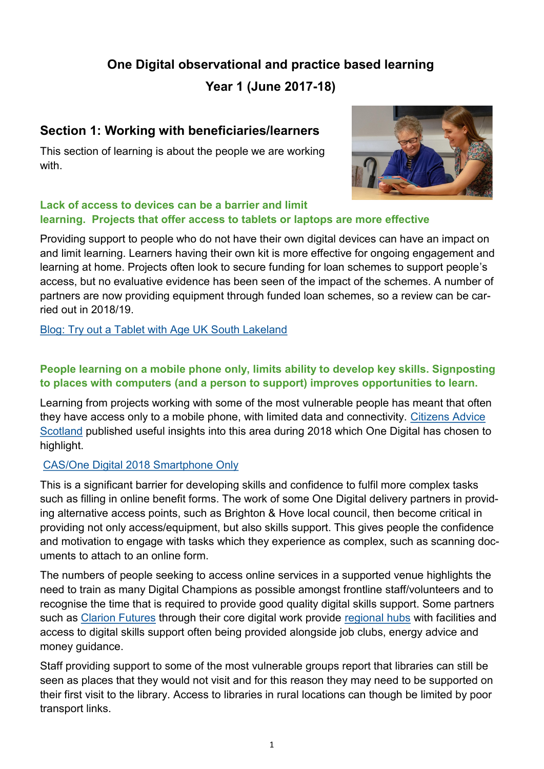# One Digital observational and practice based learning

## Year 1 (June 2017-18)

## Section 1: Working with beneficiaries/learners

This section of learning is about the people we are working with.

### Lack of access to devices can be a barrier and limit learning. Projects that offer access to tablets or laptops are more effective

Providing support to people who do not have their own digital devices can have an impact on and limit learning. Learners having their own kit is more effective for ongoing engagement and learning at home. Projects often look to secure funding for loan schemes to support people's access, but no evaluative evidence has been seen of the impact of the schemes. A number of partners are now providing equipment through funded loan schemes, so a review can be carried out in 2018/19.

Blog: Try out a Tablet with Age UK South Lakeland

### People learning on a mobile phone only, limits ability to develop key skills. Signposting to places with computers (and a person to support) improves opportunities to learn.

Learning from projects working with some of the most vulnerable people has meant that often they have access only to a mobile phone, with limited data and connectivity. Citizens Advice Scotland published useful insights into this area during 2018 which One Digital has chosen to highlight.

CAS/One Digital 2018 Smartphone Only

This is a significant barrier for developing skills and confidence to fulfil more complex tasks such as filling in online benefit forms. The work of some One Digital delivery partners in providing alternative access points, such as Brighton & Hove local council, then become critical in providing not only access/equipment, but also skills support. This gives people the confidence and motivation to engage with tasks which they experience as complex, such as scanning documents to attach to an online form.

The numbers of people seeking to access online services in a supported venue highlights the need to train as many Digital Champions as possible amongst frontline staff/volunteers and to recognise the time that is required to provide good quality digital skills support. Some partners such as Clarion Futures through their core digital work provide regional hubs with facilities and access to digital skills support often being provided alongside job clubs, energy advice and money guidance.

Staff providing support to some of the most vulnerable groups report that libraries can still be seen as places that they would not visit and for this reason they may need to be supported on their first visit to the library. Access to libraries in rural locations can though be limited by poor transport links.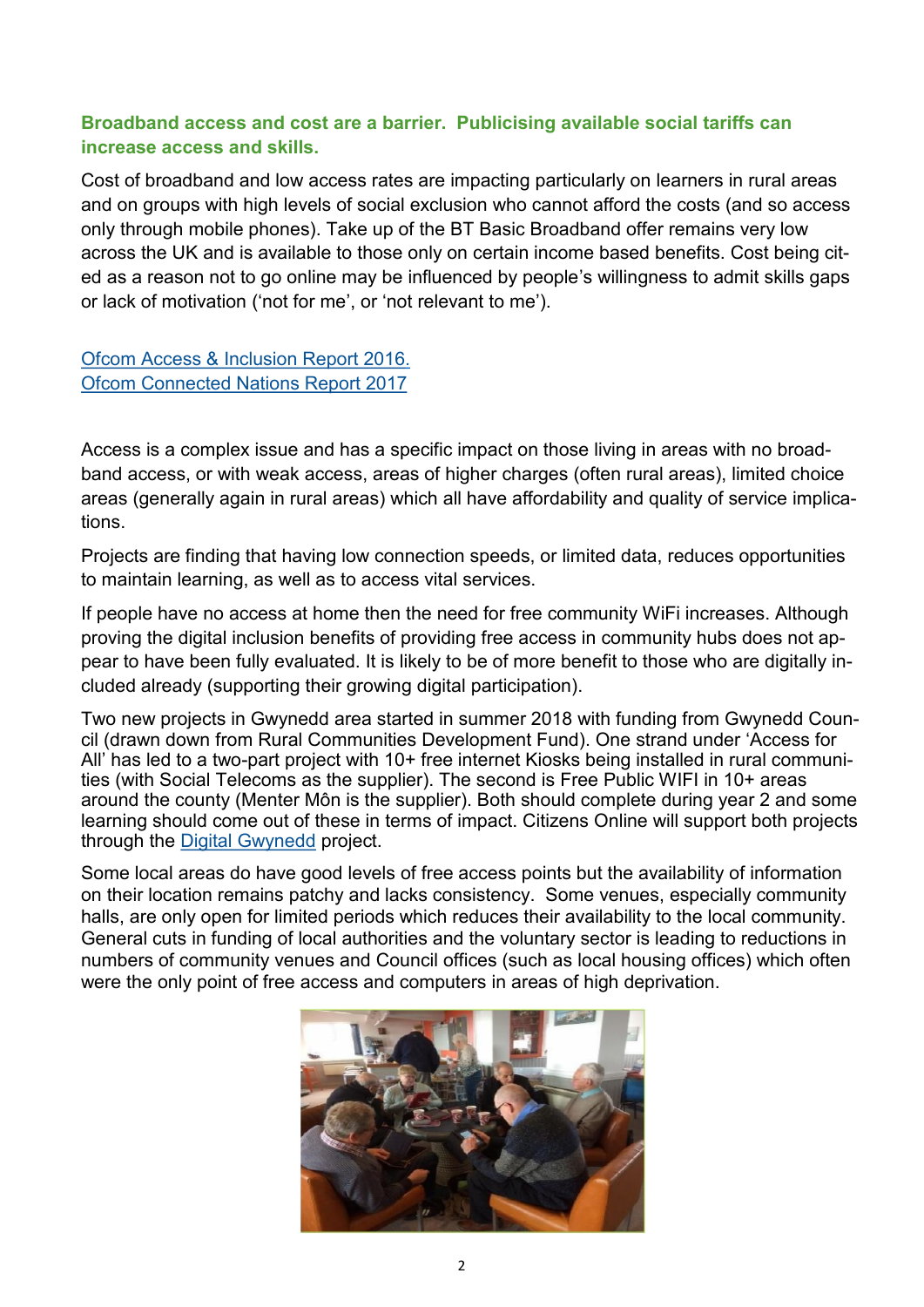**Broadband access and cost are a barrier. Publicising available social tariffs can increase access and skills.**

Cost of broadband and low access rates are impacting particularly on learners in rural areas and on groups with high levels of social exclusion who cannot afford the costs (and so access only through mobile phones). Take up of the BT Basic Broadband offer remains very low across the UK and is available to those only on certain income based benefits. Cost being cited as a reason not to go online may be influenced by people's willingness to admit skills gaps or lack of motivation ('not for me', or 'not relevant to me').

[Ofcom Access & Inclusion Report 2016.](#)
[Ofcom Connected Nations Report 2017](#)

Access is a complex issue and has a specific impact on those living in areas with no broadband access, or with weak access, areas of higher charges (often rural areas), limited choice areas (generally again in rural areas) which all have affordability and quality of service implications.

Projects are finding that having low connection speeds, or limited data, reduces opportunities to maintain learning, as well as to access vital services.

If people have no access at home then the need for free community WiFi increases. Although proving the digital inclusion benefits of providing free access in community hubs does not appear to have been fully evaluated. It is likely to be of more benefit to those who are digitally included already (supporting their growing digital participation).

Two new projects in Gwynedd area started in summer 2018 with funding from Gwynedd Council (drawn down from Rural Communities Development Fund). One strand under 'Access for All' has led to a two-part project with 10+ free internet Kiosks being installed in rural communities (with Social Telecoms as the supplier). The second is Free Public WIFI in 10+ areas around the county (Menter Môn is the supplier). Both should complete during year 2 and some learning should come out of these in terms of impact. Citizens Online will support both projects through the [Digital Gwynedd](#) project.

Some local areas do have good levels of free access points but the availability of information on their location remains patchy and lacks consistency. Some venues, especially community halls, are only open for limited periods which reduces their availability to the local community. General cuts in funding of local authorities and the voluntary sector is leading to reductions in numbers of community venues and Council offices (such as local housing offices) which often were the only point of free access and computers in areas of high deprivation.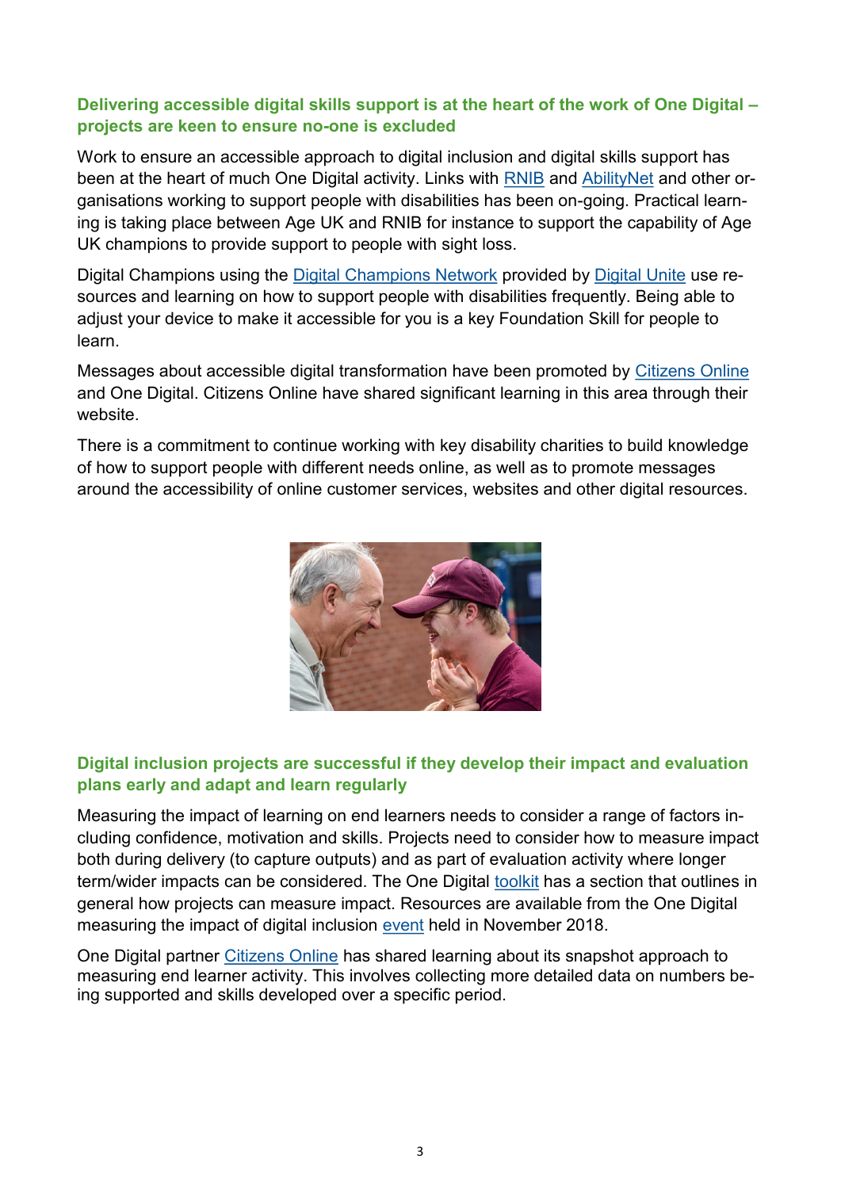## Delivering accessible digital skills support is at the heart of the work of One Digital – projects are keen to ensure no-one is excluded

Work to ensure an accessible approach to digital inclusion and digital skills support has been at the heart of much One Digital activity. Links with RNIB and AbilityNet and other organisations working to support people with disabilities has been on-going. Practical learning is taking place between Age UK and RNIB for instance to support the capability of Age UK champions to provide support to people with sight loss.

Digital Champions using the Digital Champions Network provided by Digital Unite use resources and learning on how to support people with disabilities frequently. Being able to adjust your device to make it accessible for you is a key Foundation Skill for people to learn.

Messages about accessible digital transformation have been promoted by Citizens Online and One Digital. Citizens Online have shared significant learning in this area through their website.

There is a commitment to continue working with key disability charities to build knowledge of how to support people with different needs online, as well as to promote messages around the accessibility of online customer services, websites and other digital resources.

## Digital inclusion projects are successful if they develop their impact and evaluation plans early and adapt and learn regularly

Measuring the impact of learning on end learners needs to consider a range of factors including confidence, motivation and skills. Projects need to consider how to measure impact both during delivery (to capture outputs) and as part of evaluation activity where longer term/wider impacts can be considered. The One Digital toolkit has a section that outlines in general how projects can measure impact. Resources are available from the One Digital measuring the impact of digital inclusion event held in November 2018.

One Digital partner Citizens Online has shared learning about its snapshot approach to measuring end learner activity. This involves collecting more detailed data on numbers being supported and skills developed over a specific period.